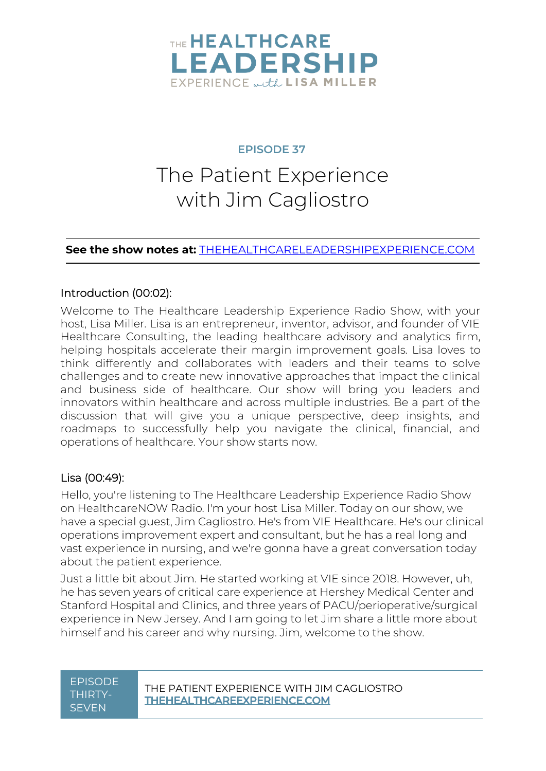# THE HEALTHCARE LEADERSHIP EXPERIENCE with LISA MILLER

## EPISODE 37

# The Patient Experience with Jim Cagliostro

**See the show notes at:** THEHEALTHCARELEADERSHIPEXPERIENCE.COM

### Introduction (00:02):

Welcome to The Healthcare Leadership Experience Radio Show, with your host, Lisa Miller. Lisa is an entrepreneur, inventor, advisor, and founder of VIE Healthcare Consulting, the leading healthcare advisory and analytics firm, helping hospitals accelerate their margin improvement goals. Lisa loves to think differently and collaborates with leaders and their teams to solve challenges and to create new innovative approaches that impact the clinical and business side of healthcare. Our show will bring you leaders and innovators within healthcare and across multiple industries. Be a part of the discussion that will give you a unique perspective, deep insights, and roadmaps to successfully help you navigate the clinical, financial, and operations of healthcare. Your show starts now.

### Lisa (00:49):

Hello, you're listening to The Healthcare Leadership Experience Radio Show on HealthcareNOW Radio. I'm your host Lisa Miller. Today on our show, we have a special guest, Jim Cagliostro. He's from VIE Healthcare. He's our clinical operations improvement expert and consultant, but he has a real long and vast experience in nursing, and we're gonna have a great conversation today about the patient experience.

Just a little bit about Jim. He started working at VIE since 2018. However, uh, he has seven years of critical care experience at Hershey Medical Center and Stanford Hospital and Clinics, and three years of PACU/perioperative/surgical experience in New Jersey. And I am going to let Jim share a little more about himself and his career and why nursing. Jim, welcome to the show.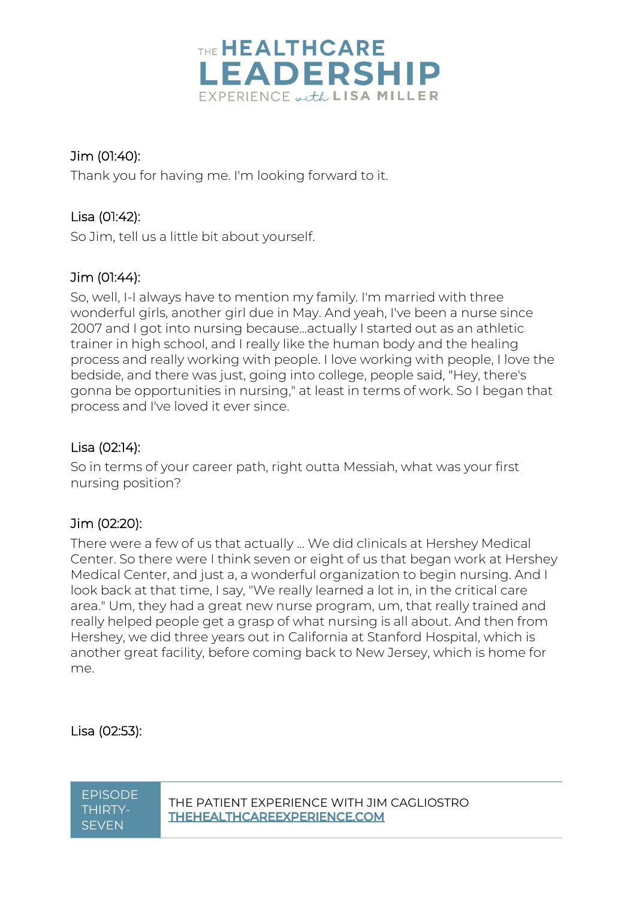Jim (01:40):

Thank you for having me. I'm looking forward to it.

Lisa (01:42):

So Jim, tell us a little bit about yourself.

Jim (01:44):

So, well, I-I always have to mention my family. I'm married with three wonderful girls, another girl due in May. And yeah, I've been a nurse since 2007 and I got into nursing because...actually I started out as an athletic trainer in high school, and I really like the human body and the healing process and really working with people. I love working with people, I love the bedside, and there was just, going into college, people said, "Hey, there's gonna be opportunities in nursing," at least in terms of work. So I began that process and I've loved it ever since.

Lisa (02:14):

So in terms of your career path, right outta Messiah, what was your first nursing position?

Jim (02:20):

There were a few of us that actually ... We did clinicals at Hershey Medical Center. So there were I think seven or eight of us that began work at Hershey Medical Center, and just a, a wonderful organization to begin nursing. And I look back at that time, I say, "We really learned a lot in, in the critical care area." Um, they had a great new nurse program, um, that really trained and really helped people get a grasp of what nursing is all about. And then from Hershey, we did three years out in California at Stanford Hospital, which is another great facility, before coming back to New Jersey, which is home for me.

Lisa (02:53):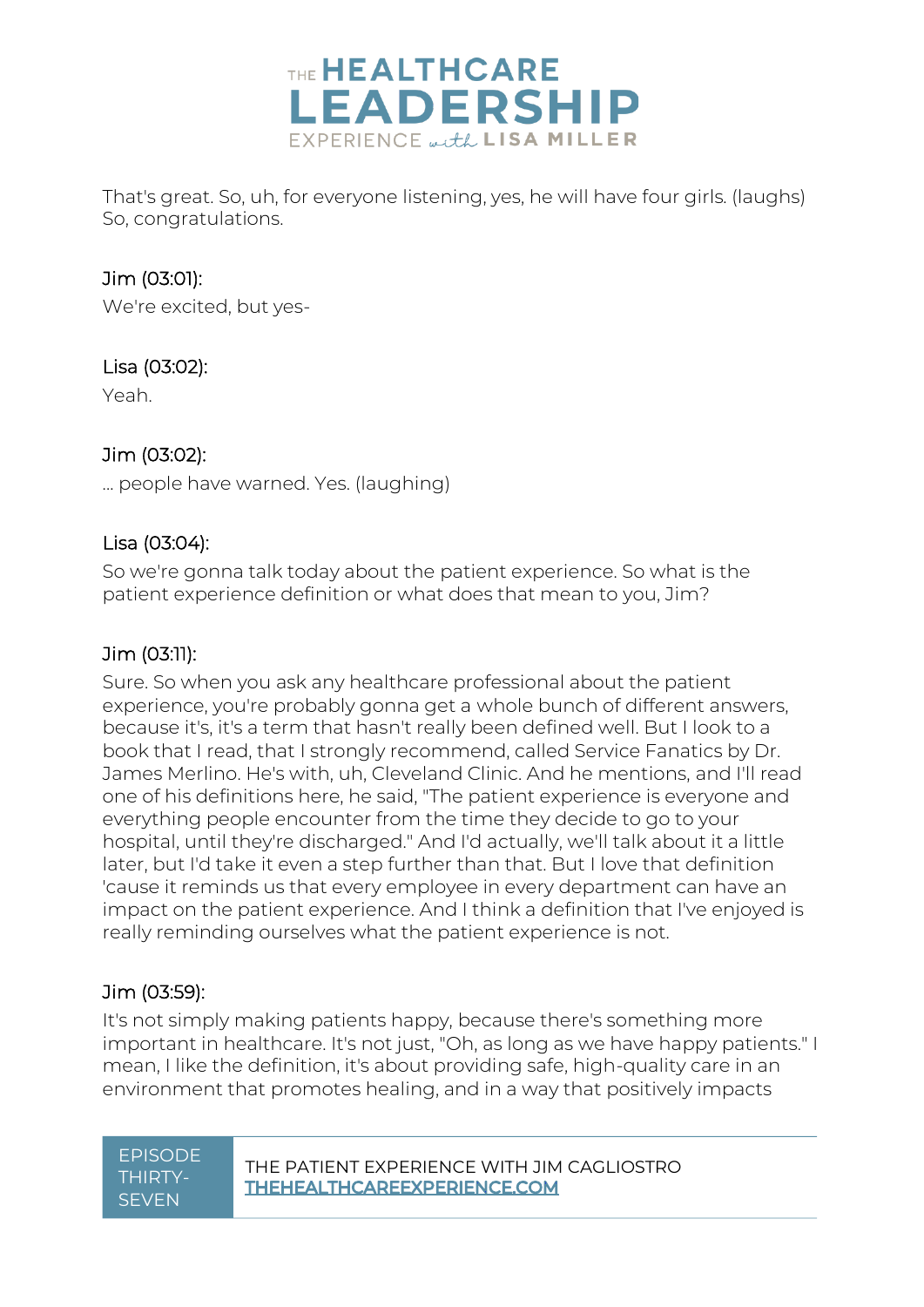That's great. So, uh, for everyone listening, yes, he will have four girls. (laughs) So, congratulations.

Jim (03:01):

We're excited, but yes-

Lisa (03:02):

Yeah.

Jim (03:02):

... people have warned. Yes. (laughing)

Lisa (03:04):

So we're gonna talk today about the patient experience. So what is the patient experience definition or what does that mean to you, Jim?

Jim (03:11):

Sure. So when you ask any healthcare professional about the patient experience, you're probably gonna get a whole bunch of different answers, because it's, it's a term that hasn't really been defined well. But I look to a book that I read, that I strongly recommend, called Service Fanatics by Dr. James Merlino. He's with, uh, Cleveland Clinic. And he mentions, and I'll read one of his definitions here, he said, "The patient experience is everyone and everything people encounter from the time they decide to go to your hospital, until they're discharged." And I'd actually, we'll talk about it a little later, but I'd take it even a step further than that. But I love that definition 'cause it reminds us that every employee in every department can have an impact on the patient experience. And I think a definition that I've enjoyed is really reminding ourselves what the patient experience is not.

Jim (03:59):

It's not simply making patients happy, because there's something more important in healthcare. It's not just, "Oh, as long as we have happy patients." I mean, I like the definition, it's about providing safe, high-quality care in an environment that promotes healing, and in a way that positively impacts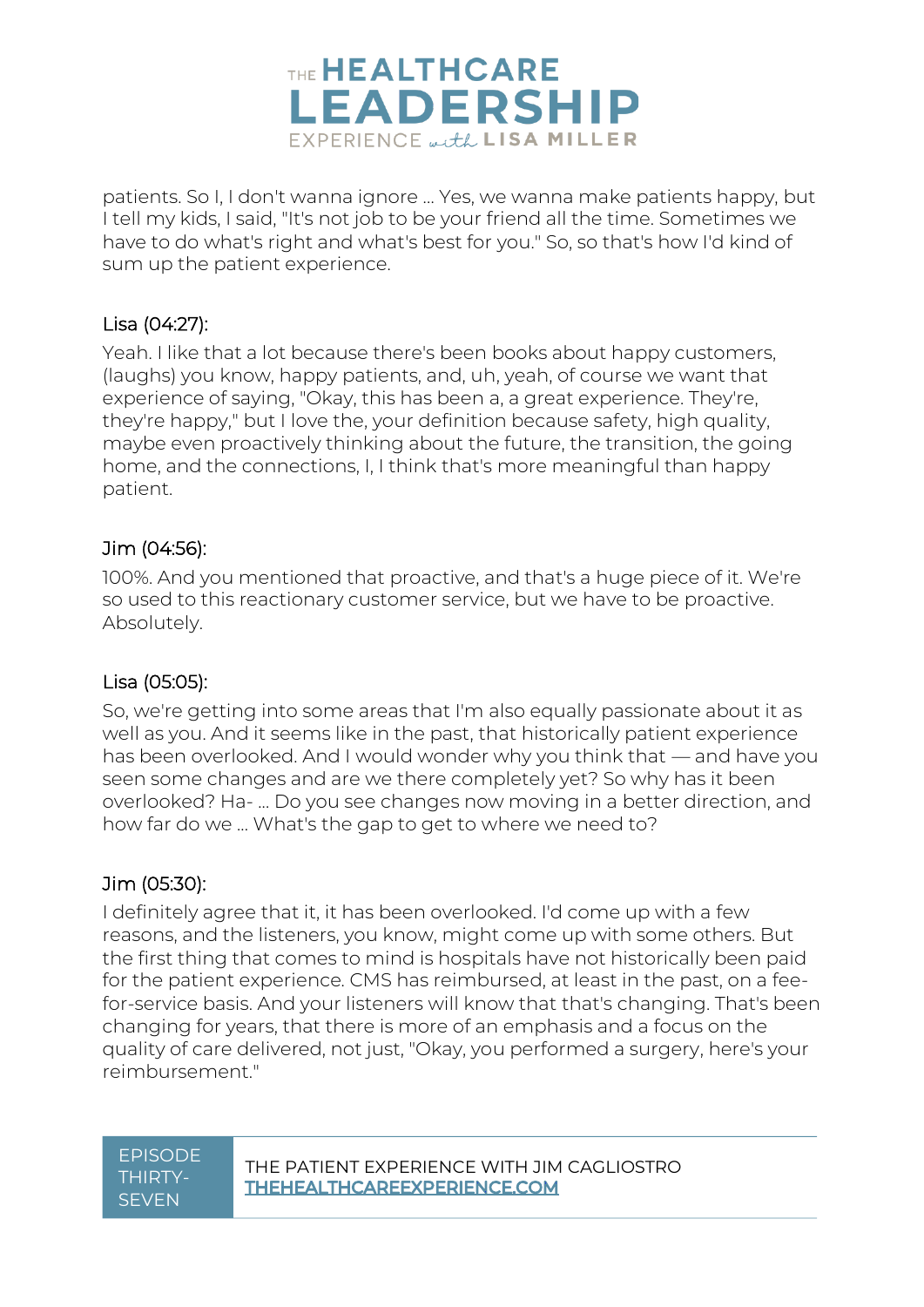patients. So I, I don't wanna ignore ... Yes, we wanna make patients happy, but I tell my kids, I said, "It's not job to be your friend all the time. Sometimes we have to do what's right and what's best for you." So, so that's how I'd kind of sum up the patient experience.

Lisa (04:27):

Yeah. I like that a lot because there's been books about happy customers, (laughs) you know, happy patients, and, uh, yeah, of course we want that experience of saying, "Okay, this has been a, a great experience. They're, they're happy," but I love the, your definition because safety, high quality, maybe even proactively thinking about the future, the transition, the going home, and the connections, I, I think that's more meaningful than happy patient.

Jim (04:56):

100%. And you mentioned that proactive, and that's a huge piece of it. We're so used to this reactionary customer service, but we have to be proactive. Absolutely.

Lisa (05:05):

So, we're getting into some areas that I'm also equally passionate about it as well as you. And it seems like in the past, that historically patient experience has been overlooked. And I would wonder why you think that — and have you seen some changes and are we there completely yet? So why has it been overlooked? Ha- ... Do you see changes now moving in a better direction, and how far do we ... What's the gap to get to where we need to?

Jim (05:30):

I definitely agree that it, it has been overlooked. I'd come up with a few reasons, and the listeners, you know, might come up with some others. But the first thing that comes to mind is hospitals have not historically been paid for the patient experience. CMS has reimbursed, at least in the past, on a fee-for-service basis. And your listeners will know that that's changing. That's been changing for years, that there is more of an emphasis and a focus on the quality of care delivered, not just, "Okay, you performed a surgery, here's your reimbursement."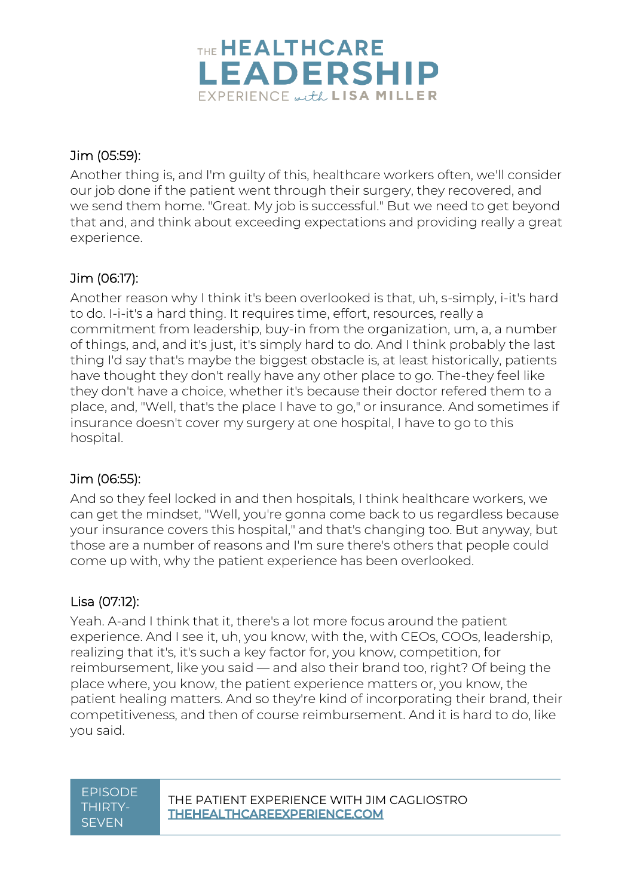Jim (05:59):

Another thing is, and I'm guilty of this, healthcare workers often, we'll consider our job done if the patient went through their surgery, they recovered, and we send them home. "Great. My job is successful." But we need to get beyond that and, and think about exceeding expectations and providing really a great experience.

Jim (06:17):

Another reason why I think it's been overlooked is that, uh, s-simply, i-it's hard to do. I-i-it's a hard thing. It requires time, effort, resources, really a commitment from leadership, buy-in from the organization, um, a, a number of things, and, and it's just, it's simply hard to do. And I think probably the last thing I'd say that's maybe the biggest obstacle is, at least historically, patients have thought they don't really have any other place to go. The-they feel like they don't have a choice, whether it's because their doctor refered them to a place, and, "Well, that's the place I have to go," or insurance. And sometimes if insurance doesn't cover my surgery at one hospital, I have to go to this hospital.

Jim (06:55):

And so they feel locked in and then hospitals, I think healthcare workers, we can get the mindset, "Well, you're gonna come back to us regardless because your insurance covers this hospital," and that's changing too. But anyway, but those are a number of reasons and I'm sure there's others that people could come up with, why the patient experience has been overlooked.

Lisa (07:12):

Yeah. A-and I think that it, there's a lot more focus around the patient experience. And I see it, uh, you know, with the, with CEOs, COOs, leadership, realizing that it's, it's such a key factor for, you know, competition, for reimbursement, like you said — and also their brand too, right? Of being the place where, you know, the patient experience matters or, you know, the patient healing matters. And so they're kind of incorporating their brand, their competitiveness, and then of course reimbursement. And it is hard to do, like you said.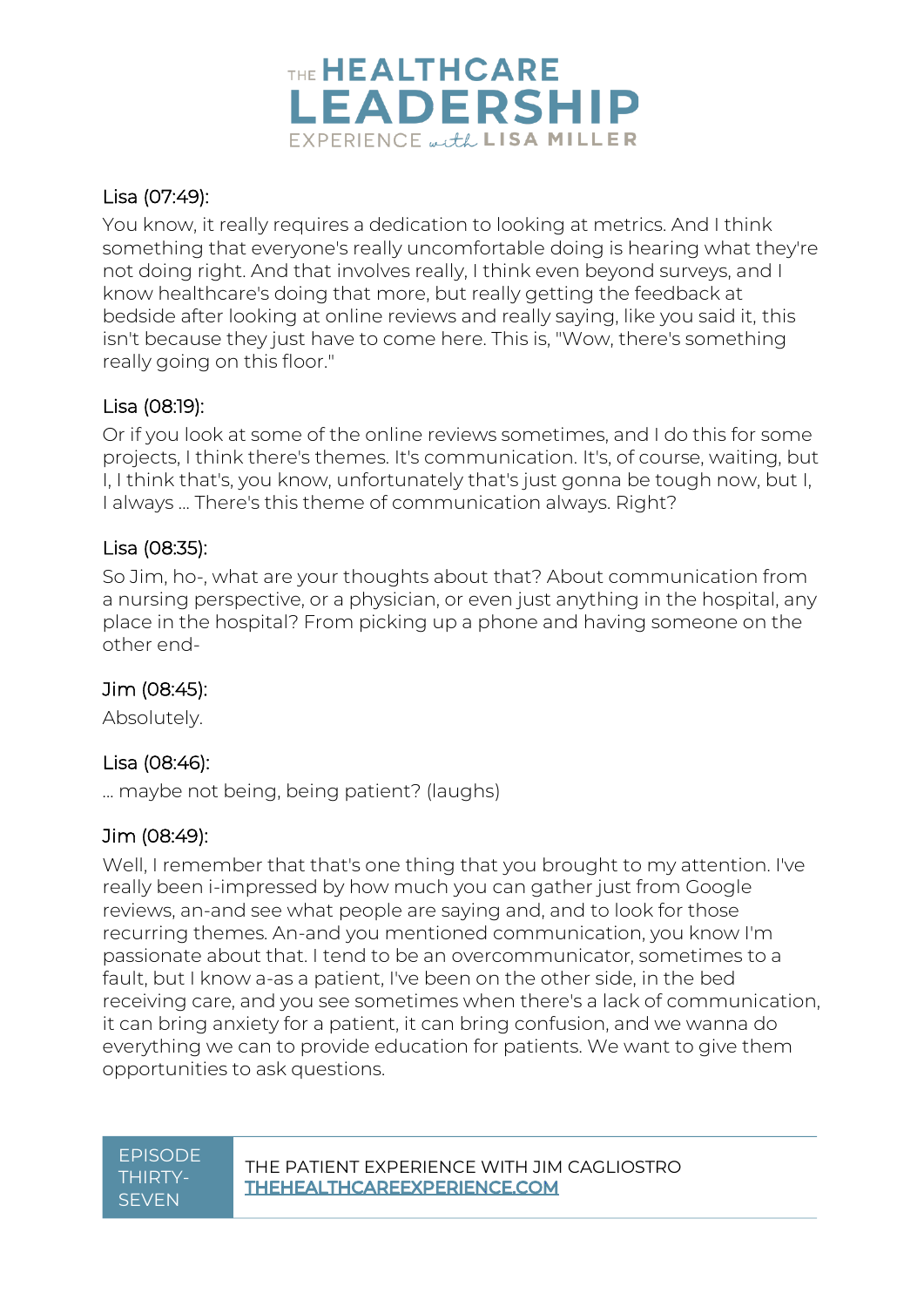Lisa (07:49):

You know, it really requires a dedication to looking at metrics. And I think something that everyone's really uncomfortable doing is hearing what they're not doing right. And that involves really, I think even beyond surveys, and I know healthcare's doing that more, but really getting the feedback at bedside after looking at online reviews and really saying, like you said it, this isn't because they just have to come here. This is, "Wow, there's something really going on this floor."

Lisa (08:19):

Or if you look at some of the online reviews sometimes, and I do this for some projects, I think there's themes. It's communication. It's, of course, waiting, but I, I think that's, you know, unfortunately that's just gonna be tough now, but I, I always ... There's this theme of communication always. Right?

Lisa (08:35):

So Jim, ho-, what are your thoughts about that? About communication from a nursing perspective, or a physician, or even just anything in the hospital, any place in the hospital? From picking up a phone and having someone on the other end-

Jim (08:45):

Absolutely.

Lisa (08:46):

... maybe not being, being patient? (laughs)

Jim (08:49):

Well, I remember that that's one thing that you brought to my attention. I've really been i-impressed by how much you can gather just from Google reviews, an-and see what people are saying and, and to look for those recurring themes. An-and you mentioned overcommunication, you know I'm passionate about that. I tend to be an overcommunicator, sometimes to a fault, but I know a-as a patient, I've been on the other side, in the bed receiving care, and you see sometimes when there's a lack of communication, it can bring anxiety for a patient, it can bring confusion, and we wanna do everything we can to provide education for patients. We want to give them opportunities to ask questions.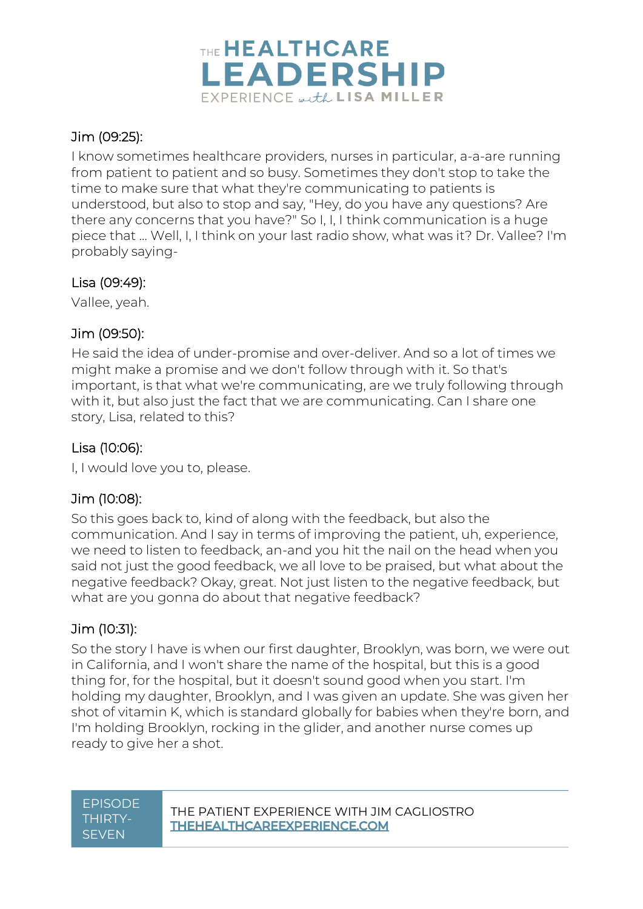Jim (09:25):

I know sometimes healthcare providers, nurses in particular, a-a-are running from patient to patient and so busy. Sometimes they don't stop to take the time to make sure that what they're communicating to patients is understood, but also to stop and say, "Hey, do you have any questions? Are there any concerns that you have?" So I, I, I think communication is a huge piece that ... Well, I, I think on your last radio show, what was it? Dr. Vallee? I'm probably saying-

Lisa (09:49):

Vallee, yeah.

Jim (09:50):

He said the idea of under-promise and over-deliver. And so a lot of times we might make a promise and we don't follow through with it. So that's important, is that what we're communicating, are we truly following through with it, but also just the fact that we are communicating. Can I share one story, Lisa, related to this?

Lisa (10:06):

I, I would love you to, please.

Jim (10:08):

So this goes back to, kind of along with the feedback, but also the communication. And I say in terms of improving the patient, uh, experience, we need to listen to feedback, an-and you hit the nail on the head when you said not just the good feedback, we all love to be praised, but what about the negative feedback? Okay, great. Not just listen to the negative feedback, but what are you gonna do about that negative feedback?

Jim (10:31):

So the story I have is when our first daughter, Brooklyn, was born, we were out in California, and I won't share the name of the hospital, but this is a good thing for, for the hospital, but it doesn't sound good when you start. I'm holding my daughter, Brooklyn, and I was given an update. She was given her shot of vitamin K, which is standard globally for babies when they're born, and I'm holding Brooklyn, rocking in the glider, and another nurse comes up ready to give her a shot.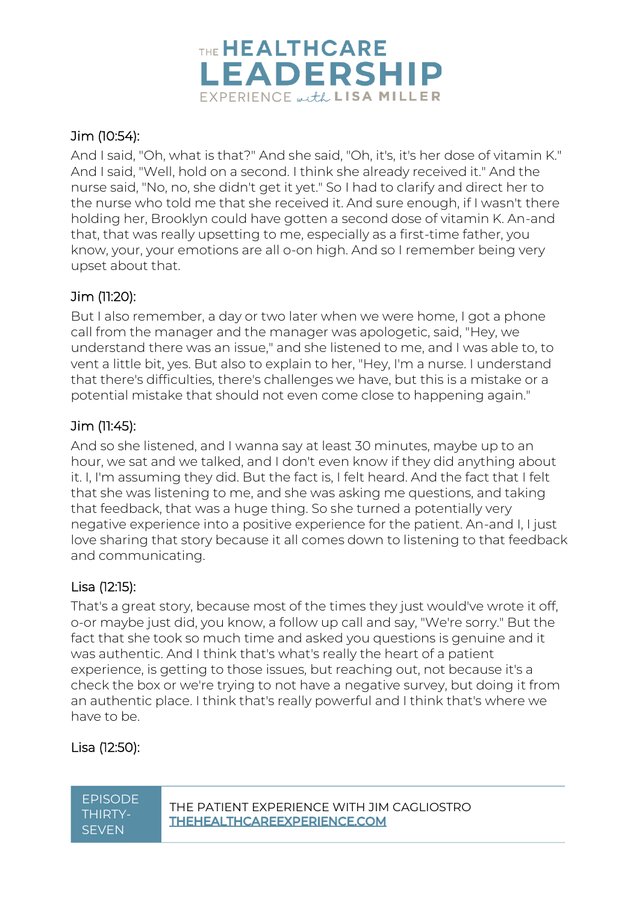Jim (10:54):

And I said, "Oh, what is that?" And she said, "Oh, it's, it's her dose of vitamin K." And I said, "Well, hold on a second. I think she already received it." And the nurse said, "No, no, she didn't get it yet." So I had to clarify and direct her to the nurse who told me that she received it. And sure enough, if I wasn't there holding her, Brooklyn could have gotten a second dose of vitamin K. An-and that, that was really upsetting to me, especially as a first-time father, you know, your, your emotions are all o-on high. And so I remember being very upset about that.

Jim (11:20):

But I also remember, a day or two later when we were home, I got a phone call from the manager and the manager was apologetic, said, "Hey, we understand there was an issue," and she listened to me, and I was able to, to vent a little bit, yes. But also to explain to her, "Hey, I'm a nurse. I understand that there's difficulties, there's challenges we have, but this is a mistake or a potential mistake that should not even come close to happening again."

Jim (11:45):

And so she listened, and I wanna say at least 30 minutes, maybe up to an hour, we sat and we talked, and I don't even know if they did anything about it. I, I'm assuming they did. But the fact is, I felt heard. And the fact that I felt that she was listening to me, and she was asking me questions, and taking that feedback, that was a huge thing. So she turned a potentially very negative experience into a positive experience for the patient. An-and I, I just love sharing that story because it all comes down to listening to that feedback and communicating.

Lisa (12:15):

That's a great story, because most of the times they just would've wrote it off, o-or maybe just did, you know, a follow up call and say, "We're sorry." But the fact that she took so much time and asked you questions is genuine and it was authentic. And I think that's what's really the heart of a patient experience, is getting to those issues, but reaching out, not because it's a check the box or we're trying to not have a negative survey, but doing it from an authentic place. I think that's really powerful and I think that's where we have to be.

Lisa (12:50):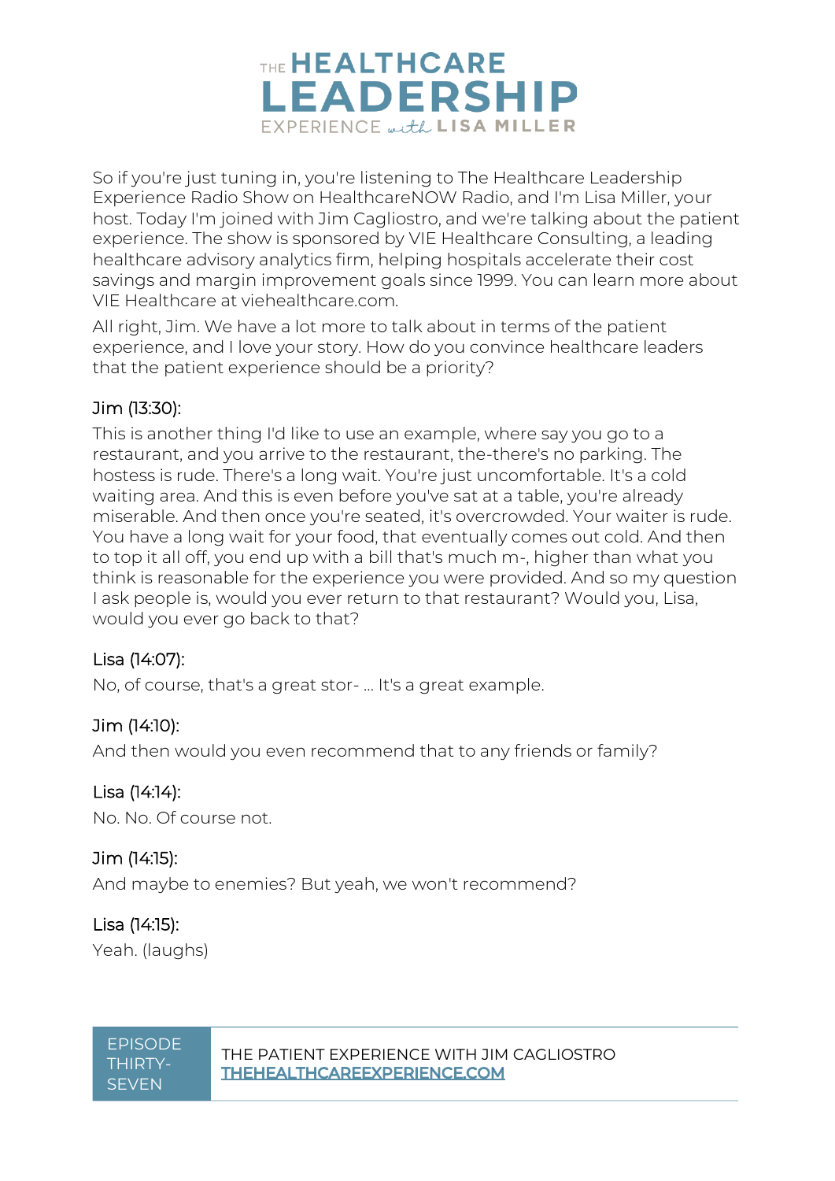So if you're just tuning in, you're listening to The Healthcare Leadership Experience Radio Show on HealthcareNOW Radio, and I'm Lisa Miller, your host. Today I'm joined with Jim Cagliostro, and we're talking about the patient experience. The show is sponsored by VIE Healthcare Consulting, a leading healthcare advisory analytics firm, helping hospitals accelerate their cost savings and margin improvement goals since 1999. You can learn more about VIE Healthcare at viehealthcare.com.

All right, Jim. We have a lot more to talk about in terms of the patient experience, and I love your story. How do you convince healthcare leaders that the patient experience should be a priority?

Jim (13:30):

This is another thing I'd like to use an example, where say you go to a restaurant, and you arrive to the restaurant, the-there's no parking. The hostess is rude. There's a long wait. You're just uncomfortable. It's a cold waiting area. And this is even before you've sat at a table, you're already miserable. And then once you're seated, it's overcrowded. Your waiter is rude. You have a long wait for your food, that eventually comes out cold. And then to top it all off, you end up with a bill that's much m-, higher than what you think is reasonable for the experience you were provided. And so my question I ask people is, would you ever return to that restaurant? Would you, Lisa, would you ever go back to that?

Lisa (14:07):

No, of course, that's a great stor- ... It's a great example.

Jim (14:10):

And then would you even recommend that to any friends or family?

Lisa (14:14):

No. No. Of course not.

Jim (14:15):

And maybe to enemies? But yeah, we won't recommend?

Lisa (14:15):

Yeah. (laughs)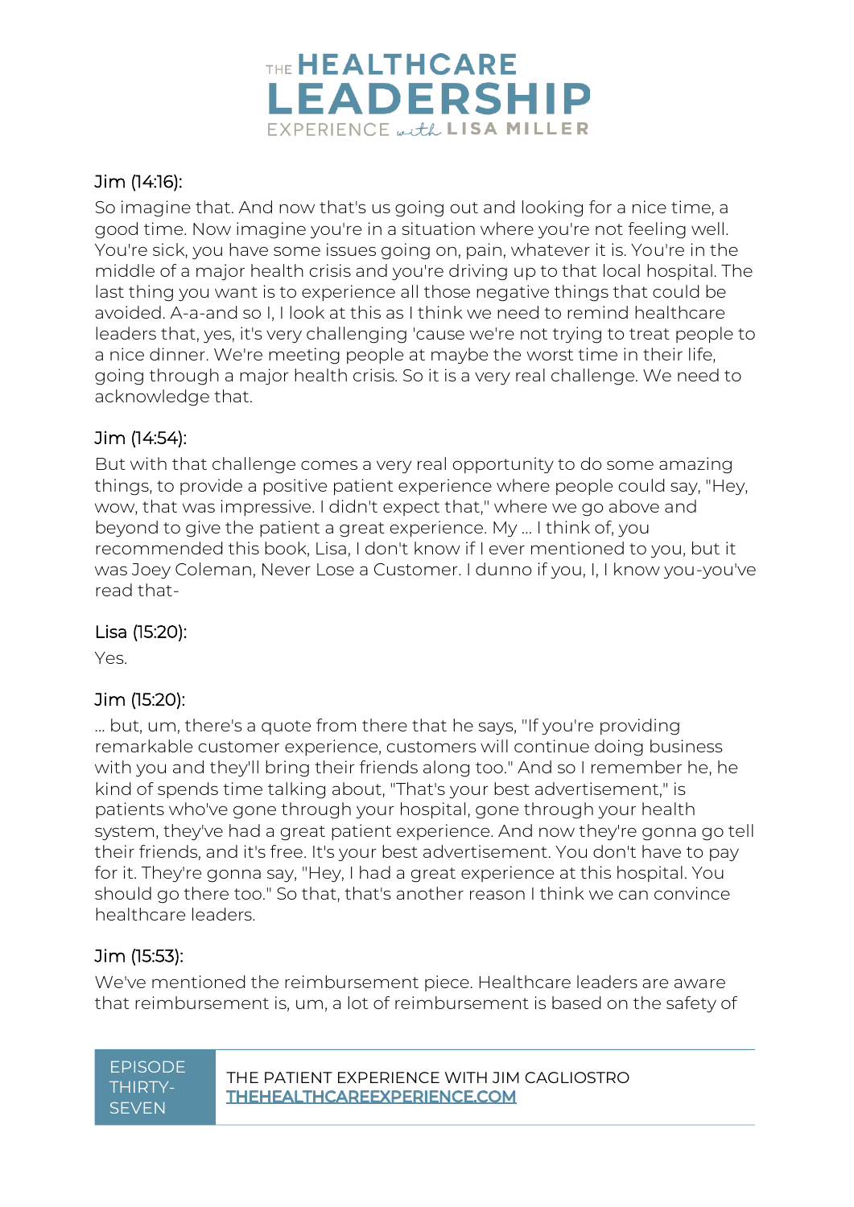Jim (14:16):

So imagine that. And now that's us going out and looking for a nice time, a good time. Now imagine you're in a situation where you're not feeling well. You're sick, you have some issues going on, pain, whatever it is. You're in the middle of a major health crisis and you're driving up to that local hospital. The last thing you want is to experience all those negative things that could be avoided. A-a-and so I, I look at this as I think we need to remind healthcare leaders that, yes, it's very challenging 'cause we're not trying to treat people to a nice dinner. We're meeting people at maybe the worst time in their life, going through a major health crisis. So it is a very real challenge. We need to acknowledge that.

Jim (14:54):

But with that challenge comes a very real opportunity to do some amazing things, to provide a positive patient experience where people could say, "Hey, wow, that was impressive. I didn't expect that," where we go above and beyond to give the patient a great experience. My ... I think of, you recommended this book, Lisa, I don't know if I ever mentioned to you, but it was Joey Coleman, Never Lose a Customer. I dunno if you, I, I know you-you've read that-

Lisa (15:20):

Yes.

Jim (15:20):

... but, um, there's a quote from there that he says, "If you're providing remarkable customer experience, customers will continue doing business with you and they'll bring their friends along too." And so I remember he, he kind of spends time talking about, "That's your best advertisement," is patients who've gone through your hospital, gone through your health system, they've had a great patient experience. And now they're gonna go tell their friends, and it's free. It's your best advertisement. You don't have to pay for it. They're gonna say, "Hey, I had a great experience at this hospital. You should go there too." So that, that's another reason I think we can convince healthcare leaders.

Jim (15:53):

We've mentioned the reimbursement piece. Healthcare leaders are aware that reimbursement is, um, a lot of reimbursement is based on the safety of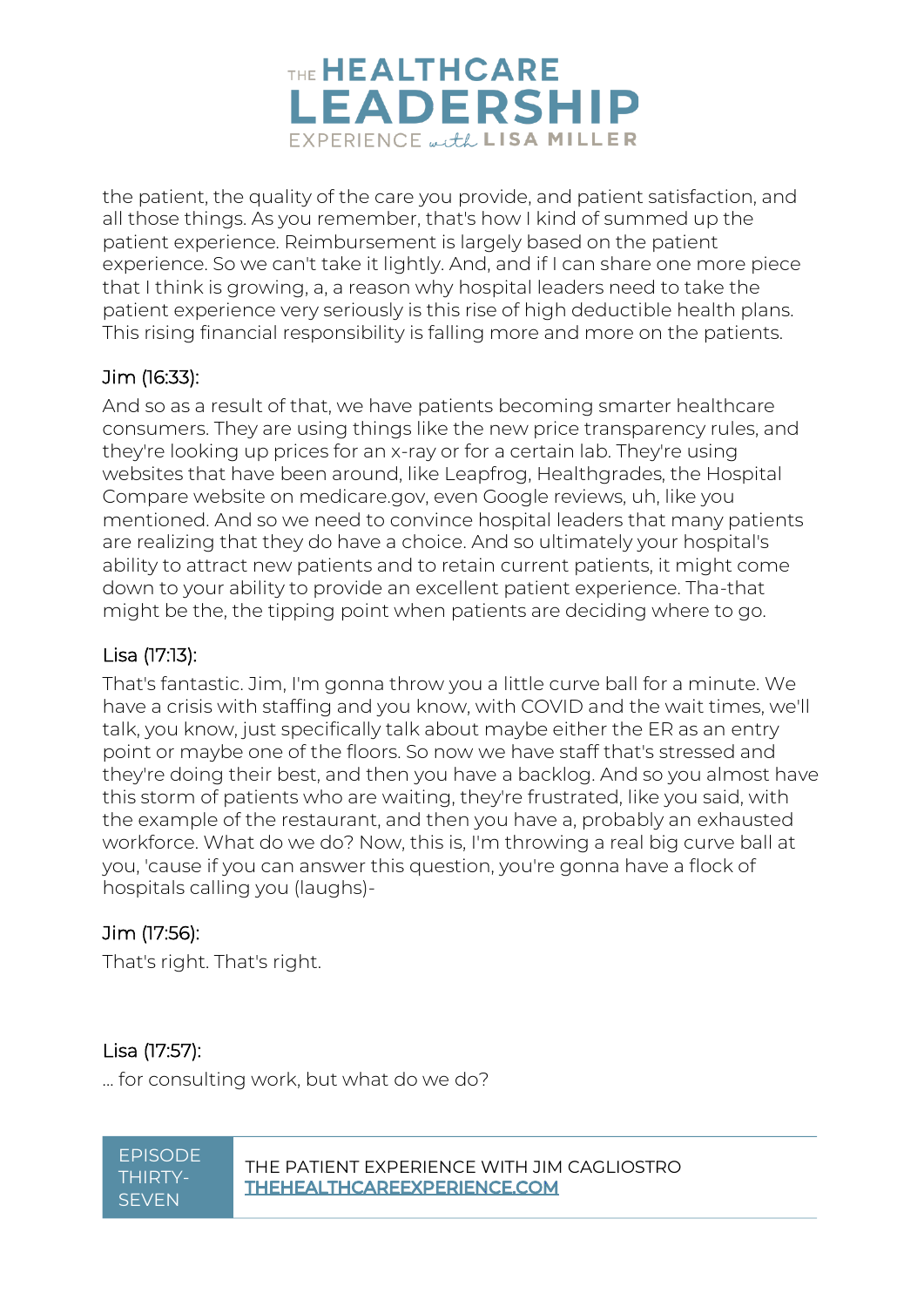the patient, the quality of the care you provide, and patient satisfaction, and all those things. As you remember, that's how I kind of summed up the patient experience. Reimbursement is largely based on the patient experience. So we can't take it lightly. And, and if I can share one more piece that I think is growing, a, a reason why hospital leaders need to take the patient experience very seriously is this rise of high deductible health plans. This rising financial responsibility is falling more and more on the patients.

Jim (16:33):

And so as a result of that, we have patients becoming smarter healthcare consumers. They are using things like the new price transparency rules, and they're looking up prices for an x-ray or for a certain lab. They're using websites that have been around, like Leapfrog, Healthgrades, the Hospital Compare website on medicare.gov, even Google reviews, uh, like you mentioned. And so we need to convince hospital leaders that many patients are realizing that they do have a choice. And so ultimately your hospital's ability to attract new patients and to retain current patients, it might come down to your ability to provide an excellent patient experience. Tha-that might be the, the tipping point when patients are deciding where to go.

Lisa (17:13):

That's fantastic. Jim, I'm gonna throw you a little curve ball for a minute. We have a crisis with staffing and you know, with COVID and the wait times, we'll talk, you know, just specifically talk about maybe either the ER as an entry point or maybe one of the floors. So now we have staff that's stressed and they're doing their best, and then you have a backlog. And so you almost have this storm of patients who are waiting, they're frustrated, like you said, with the example of the restaurant, and then you have a, probably an exhausted workforce. What do we do? Now, this is, I'm throwing a real big curve ball at you, 'cause if you can answer this question, you're gonna have a flock of hospitals calling you (laughs)-

Jim (17:56):

That's right. That's right.

Lisa (17:57):

... for consulting work, but what do we do?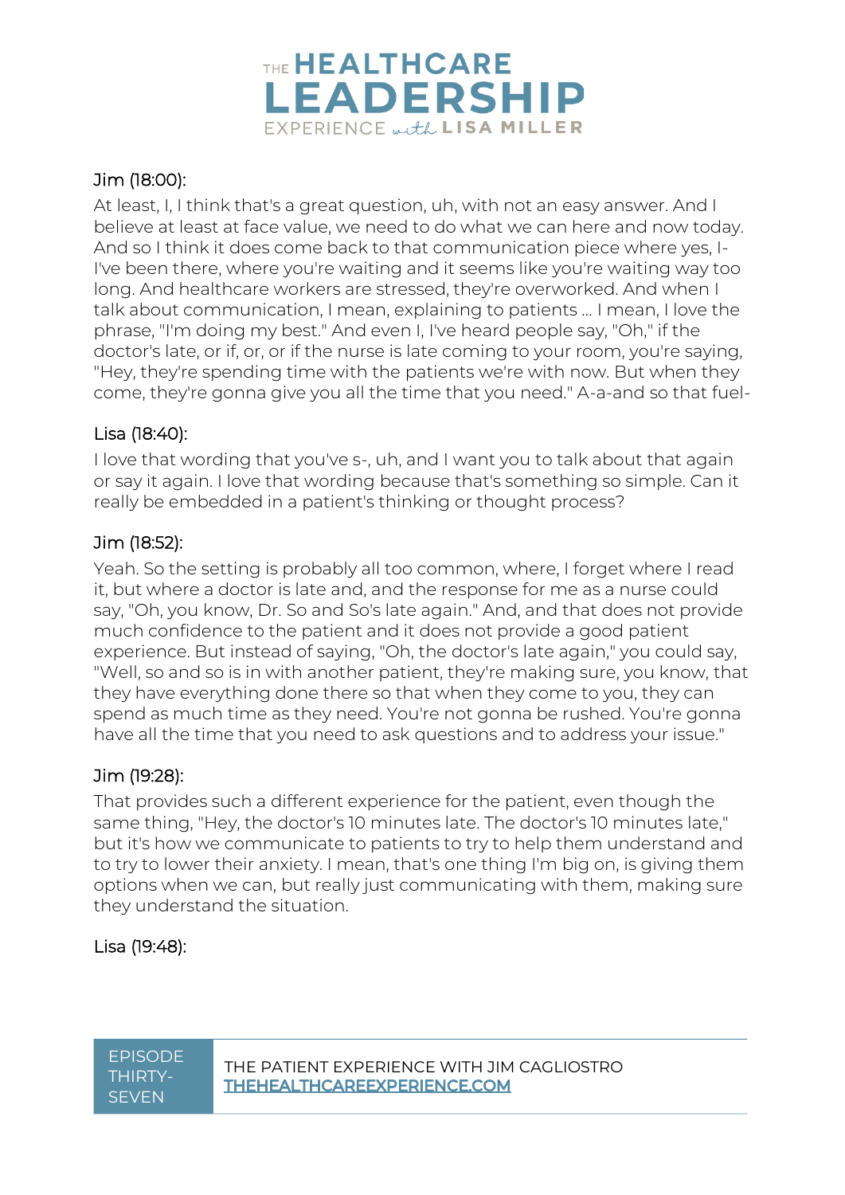Jim (18:00):

At least, I, I think that's a great question, uh, with not an easy answer. And I believe at least at face value, we need to do what we can here and now today. And so I think it does come back to that communication piece where yes, I- I've been there, where you're waiting and it seems like you're waiting way too long. And healthcare workers are stressed, they're overworked. And when I talk about communication, I mean, explaining to patients ... I mean, I love the phrase, "I'm doing my best." And even I, I've heard people say, "Oh," if the doctor's late, or if, or, or if the nurse is late coming to your room, you're saying, "Hey, they're spending time with the patients we're with now. But when they come, they're gonna give you all the time that you need." A-a-and so that fuel-

Lisa (18:40):

I love that wording that you've s-, uh, and I want you to talk about that again or say it again. I love that wording because that's something so simple. Can it really be embedded in a patient's thinking or thought process?

Jim (18:52):

Yeah. So the setting is probably all too common, where, I forget where I read it, but where a doctor is late and, and the response for me as a nurse could say, "Oh, you know, Dr. So and So's late again." And, and that does not provide much confidence to the patient and it does not provide a good patient experience. But instead of saying, "Oh, the doctor's late again," you could say, "Well, so and so is in with another patient, they're making sure, you know, that they have everything done there so that when they come to you, they can spend as much time as they need. You're not gonna be rushed. You're gonna have all the time that you need to ask questions and to address your issue."

Jim (19:28):

That provides such a different experience for the patient, even though the same thing, "Hey, the doctor's 10 minutes late. The doctor's 10 minutes late," but it's how we communicate to patients to try to help them understand and to try to lower their anxiety. I mean, that's one thing I'm big on, is giving them options when we can, but really just communicating with them, making sure they understand the situation.

Lisa (19:48):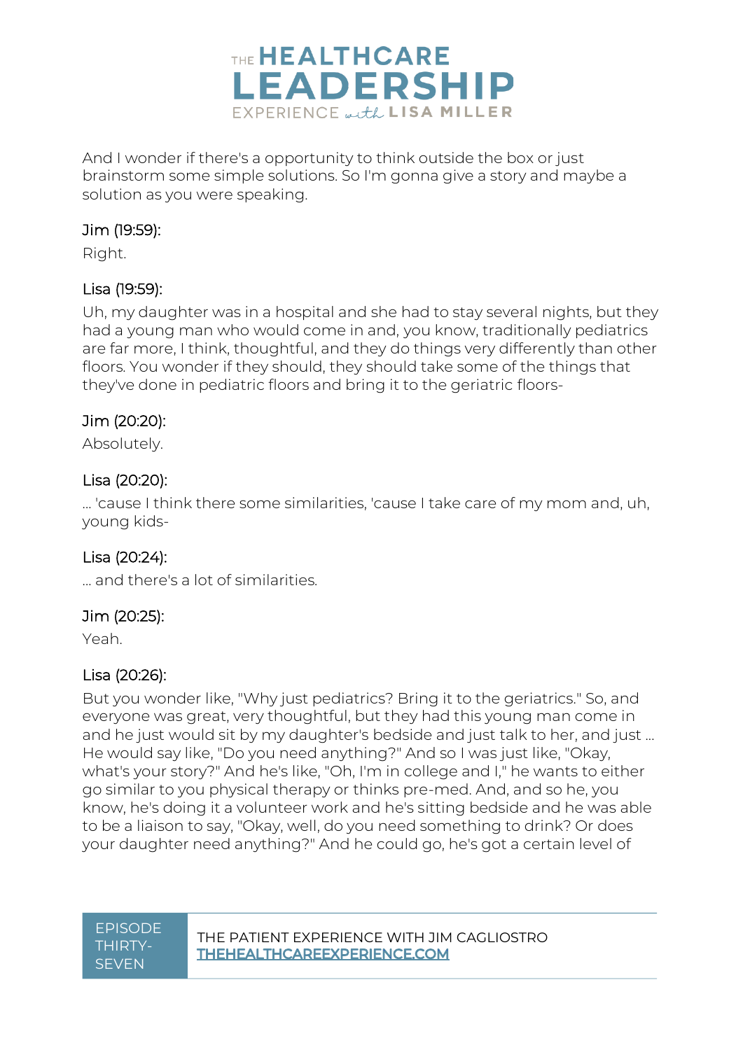And I wonder if there's a opportunity to think outside the box or just brainstorm some simple solutions. So I'm gonna give a story and maybe a solution as you were speaking.

Jim (19:59):

Right.

Lisa (19:59):

Uh, my daughter was in a hospital and she had to stay several nights, but they had a young man who would come in and, you know, traditionally pediatrics are far more, I think, thoughtful, and they do things very differently than other floors. You wonder if they should, they should take some of the things that they've done in pediatric floors and bring it to the geriatric floors-

Jim (20:20):

Absolutely.

Lisa (20:20):

... 'cause I think there some similarities, 'cause I take care of my mom and, uh, young kids-

Lisa (20:24):

... and there's a lot of similarities.

Jim (20:25):

Yeah.

Lisa (20:26):

But you wonder like, "Why just pediatrics? Bring it to the geriatrics." So, and everyone was great, very thoughtful, but they had this young man come in and he just would sit by my daughter's bedside and just talk to her, and just ... He would say like, "Do you need anything?" And so I was just like, "Okay, what's your story?" And he's like, "Oh, I'm in college and I," he wants to either go similar to you physical therapy or thinks pre-med. And, and so he, you know, he's doing it a volunteer work and he's sitting bedside and he was able to be a liaison to say, "Okay, well, do you need something to drink? Or does your daughter need anything?" And he could go, he's got a certain level of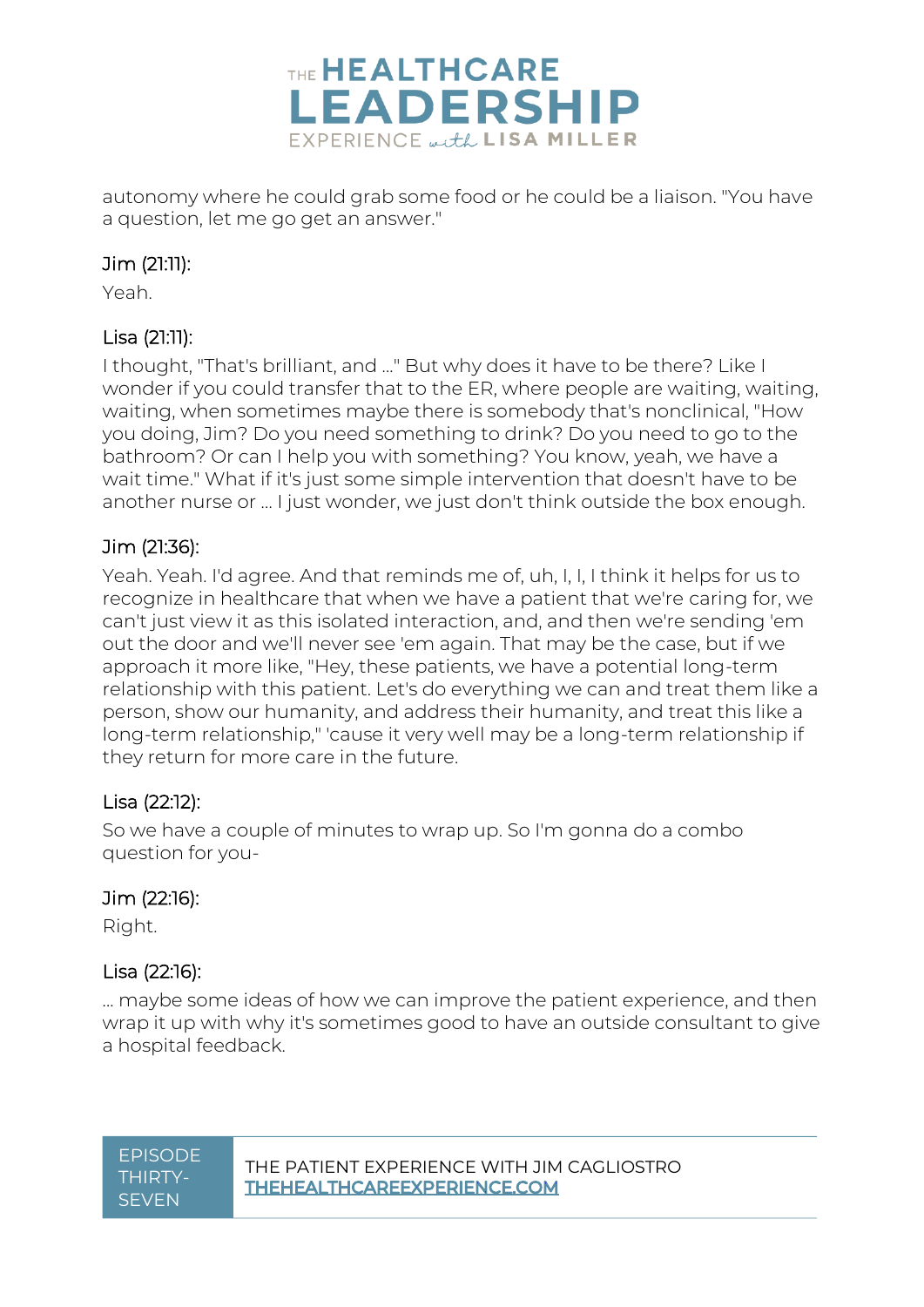autonomy where he could grab some food or he could be a liaison. "You have a question, let me go get an answer."

Jim (21:11):

Yeah.

Lisa (21:11):

I thought, "That's brilliant, and ..." But why does it have to be there? Like I wonder if you could transfer that to the ER, where people are waiting, waiting, waiting, when sometimes maybe there is somebody that's nonclinical, "How you doing, Jim? Do you need something to drink? Do you need to go to the bathroom? Or can I help you with something? You know, yeah, we have a wait time." What if it's just some simple intervention that doesn't have to be another nurse or ... I just wonder, we just don't think outside the box enough.

Jim (21:36):

Yeah. Yeah. I'd agree. And that reminds me of, uh, I, I, I think it helps for us to recognize in healthcare that when we have a patient that we're caring for, we can't just view it as this isolated interaction, and, and then we're sending 'em out the door and we'll never see 'em again. That may be the case, but if we approach it more like, "Hey, these patients, we have a potential long-term relationship with this patient. Let's do everything we can and treat them like a person, show our humanity, and address their humanity, and treat this like a long-term relationship," 'cause it very well may be a long-term relationship if they return for more care in the future.

Lisa (22:12):

So we have a couple of minutes to wrap up. So I'm gonna do a combo question for you-

Jim (22:16):

Right.

Lisa (22:16):

... maybe some ideas of how we can improve the patient experience, and then wrap it up with why it's sometimes good to have an outside consultant to give a hospital feedback.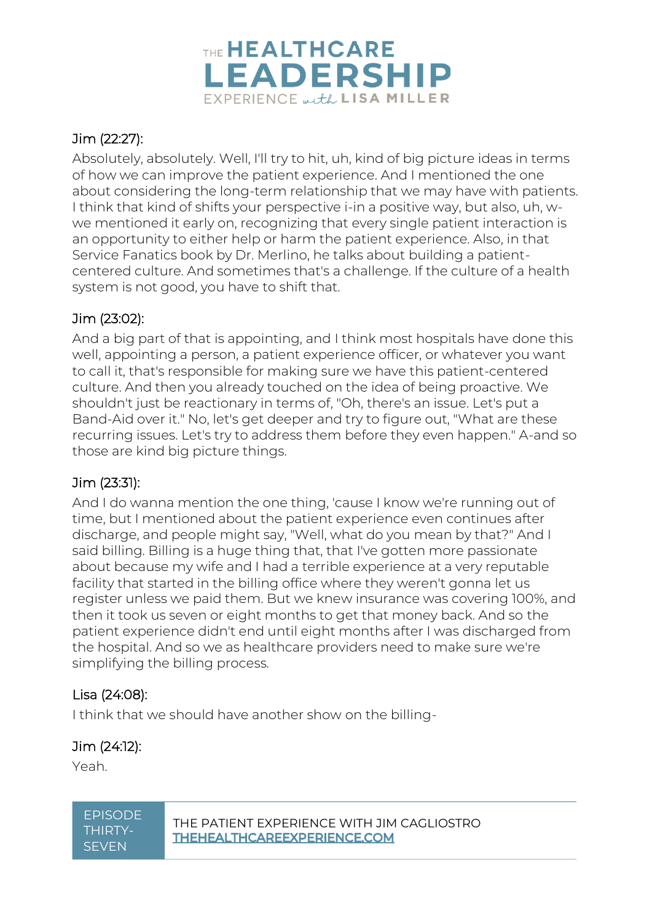Jim (22:27):

Absolutely, absolutely. Well, I'll try to hit, uh, kind of big picture ideas in terms of how we can improve the patient experience. And I mentioned the one about considering the long-term relationship that we may have with patients. I think that kind of shifts your perspective i-in a positive way, but also, uh, w-we mentioned it early on, recognizing that every single patient interaction is an opportunity to either help or harm the patient experience. Also, in that Service Fanatics book by Dr. Merlino, he talks about building a patient-centered culture. And sometimes that's a challenge. If the culture of a health system is not good, you have to shift that.

Jim (23:02):

And a big part of that is appointing, and I think most hospitals have done this well, appointing a person, a patient experience officer, or whatever you want to call it, that's responsible for making sure we have this patient-centered culture. And then you already touched on the idea of being proactive. We shouldn't just be reactionary in terms of, "Oh, there's an issue. Let's put a Band-Aid over it." No, let's get deeper and try to figure out, "What are these recurring issues. Let's try to address them before they even happen." A-and so those are kind big picture things.

Jim (23:31):

And I do wanna mention the one thing, 'cause I know we're running out of time, but I mentioned about the patient experience even continues after discharge, and people might say, "Well, what do you mean by that?" And I said billing. Billing is a huge thing that, that I've gotten more passionate about because my wife and I had a terrible experience at a very reputable facility that started in the billing office where they weren't gonna let us register unless we paid them. But we knew insurance was covering 100%, and then it took us seven or eight months to get that money back. And so the patient experience didn't end until eight months after I was discharged from the hospital. And so we as healthcare providers need to make sure we're simplifying the billing process.

Lisa (24:08):

I think that we should have another show on the billing-

Jim (24:12):

Yeah.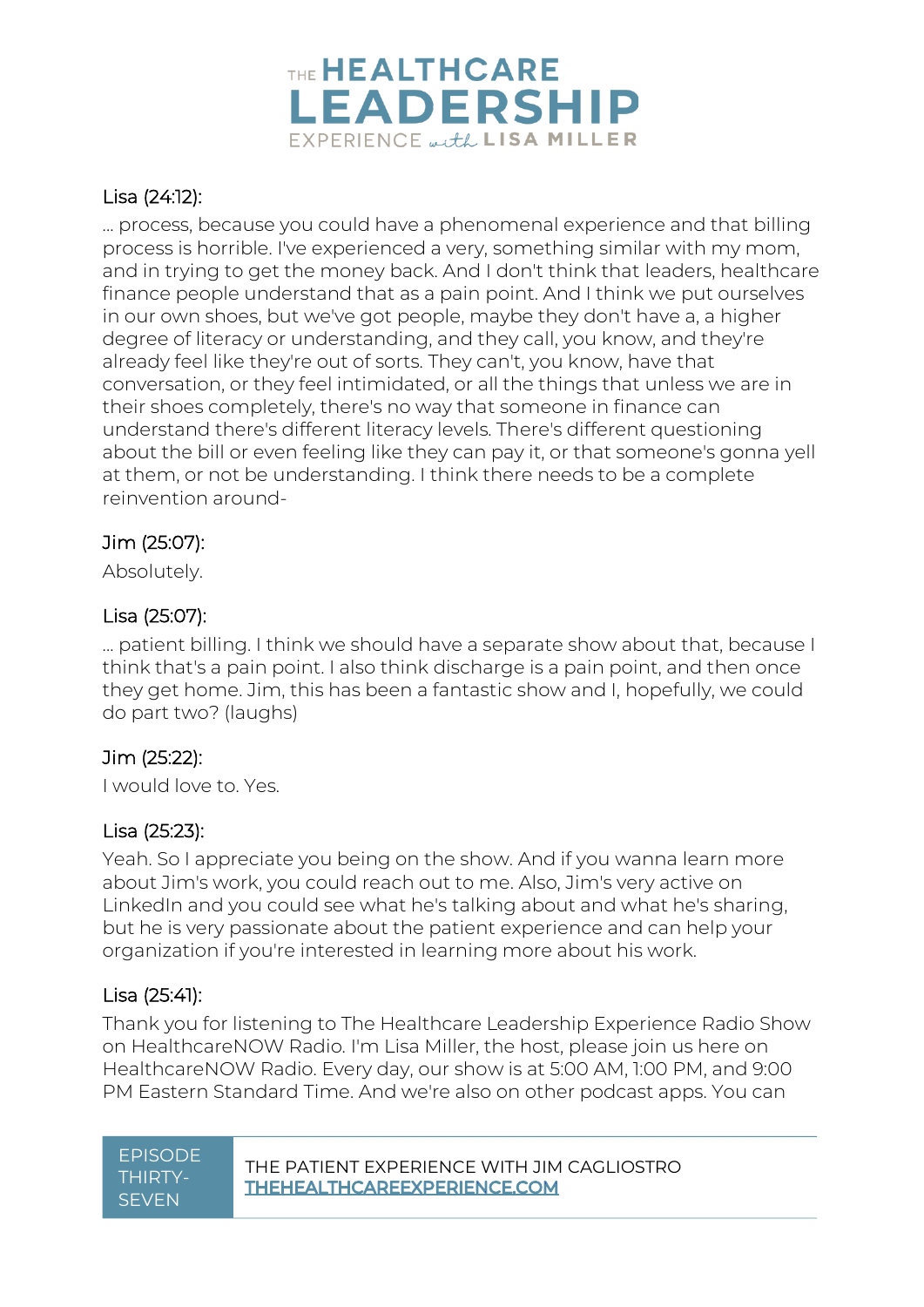Lisa (24:12):

... process, because you could have a phenomenal experience and that billing process is horrible. I've experienced a very, something similar with my mom, and in trying to get the money back. And I don't think that leaders, healthcare finance people understand that as a pain point. And I think we put ourselves in our own shoes, but we've got people, maybe they don't have a, a higher degree of literacy or understanding, and they call, you know, and they're already feel like they're out of sorts. They can't, you know, have that conversation, or they feel intimidated, or all the things that unless we are in their shoes completely, there's no way that someone in finance can understand there's different literacy levels. There's different questioning about the bill or even feeling like they can pay it, or that someone's gonna yell at them, or not be understanding. I think there needs to be a complete reinvention around-

Jim (25:07):

Absolutely.

Lisa (25:07):

... patient billing. I think we should have a separate show about that, because I think that's a pain point. I also think discharge is a pain point, and then once they get home. Jim, this has been a fantastic show and I, hopefully, we could do part two? (laughs)

Jim (25:22):

I would love to. Yes.

Lisa (25:23):

Yeah. So I appreciate you being on the show. And if you wanna learn more about Jim's work, you could reach out to me. Also, Jim's very active on LinkedIn and you could see what he's talking about and what he's sharing, but he is very passionate about the patient experience and can help your organization if you're interested in learning more about his work.

Lisa (25:41):

Thank you for listening to The Healthcare Leadership Experience Radio Show on HealthcareNOW Radio. I'm Lisa Miller, the host, please join us here on HealthcareNOW Radio. Every day, our show is at 5:00 AM, 1:00 PM, and 9:00 PM Eastern Standard Time. And we're also on other podcast apps. You can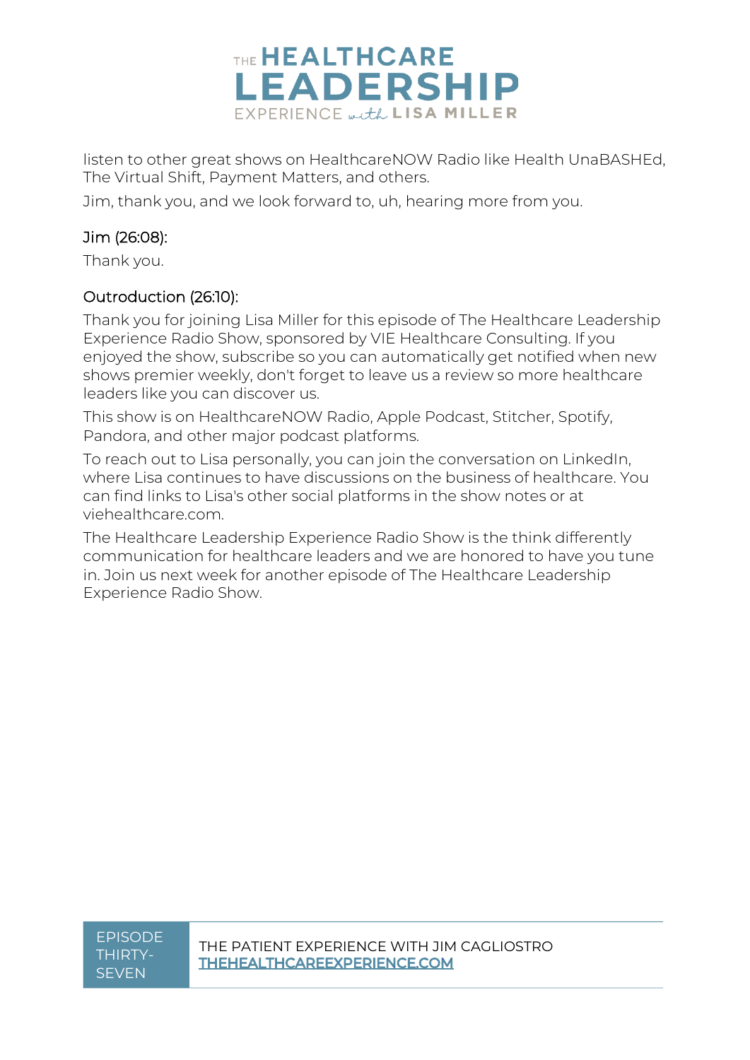listen to other great shows on HealthcareNOW Radio like Health UnaBASHEd, The Virtual Shift, Payment Matters, and others.

Jim, thank you, and we look forward to, uh, hearing more from you.

### Jim (26:08):

Thank you.

### Outroduction (26:10):

Thank you for joining Lisa Miller for this episode of The Healthcare Leadership Experience Radio Show, sponsored by VIE Healthcare Consulting. If you enjoyed the show, subscribe so you can automatically get notified when new shows premier weekly, don't forget to leave us a review so more healthcare leaders like you can discover us.

This show is on HealthcareNOW Radio, Apple Podcast, Stitcher, Spotify, Pandora, and other major podcast platforms.

To reach out to Lisa personally, you can join the conversation on LinkedIn, where Lisa continues to have discussions on the business of healthcare. You can find links to Lisa's other social platforms in the show notes or at viehealthcare.com.

The Healthcare Leadership Experience Radio Show is the think differently communication for healthcare leaders and we are honored to have you tune in. Join us next week for another episode of The Healthcare Leadership Experience Radio Show.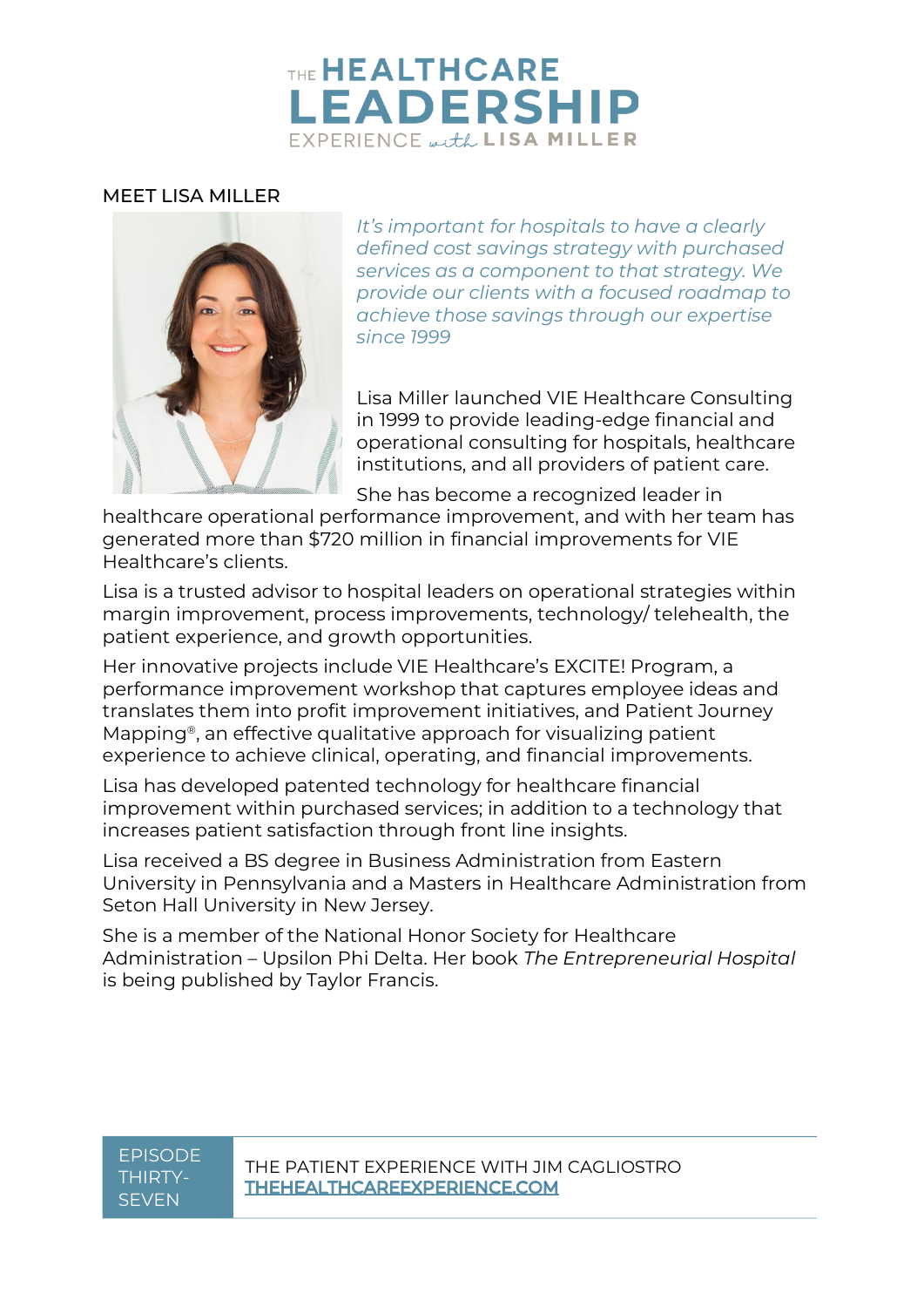# THE HEALTHCARE LEADERSHIP EXPERIENCE with LISA MILLER

## MEET LISA MILLER

*It's important for hospitals to have a clearly defined cost savings strategy with purchased services as a component to that strategy. We provide our clients with a focused roadmap to achieve those savings through our expertise since 1999*

Lisa Miller launched VIE Healthcare Consulting in 1999 to provide leading-edge financial and operational consulting for hospitals, healthcare institutions, and all providers of patient care.

She has become a recognized leader in healthcare operational performance improvement, and with her team has generated more than $720 million in financial improvements for VIE Healthcare's clients.

Lisa is a trusted advisor to hospital leaders on operational strategies within margin improvement, process improvements, technology/ telehealth, the patient experience, and growth opportunities.

Her innovative projects include VIE Healthcare's EXCITE! Program, a performance improvement workshop that captures employee ideas and translates them into profit improvement initiatives, and Patient Journey Mapping®, an effective qualitative approach for visualizing patient experience to achieve clinical, operating, and financial improvements.

Lisa has developed patented technology for healthcare financial improvement within purchased services; in addition to a technology that increases patient satisfaction through front line insights.

Lisa received a BS degree in Business Administration from Eastern University in Pennsylvania and a Masters in Healthcare Administration from Seton Hall University in New Jersey.

She is a member of the National Honor Society for Healthcare Administration – Upsilon Phi Delta. Her book *The Entrepreneurial Hospital* is being published by Taylor Francis.

EPISODE THIRTY-SEVEN

THE PATIENT EXPERIENCE WITH JIM CAGLIOSTRO
THEHEALTHCAREEXPERIENCE.COM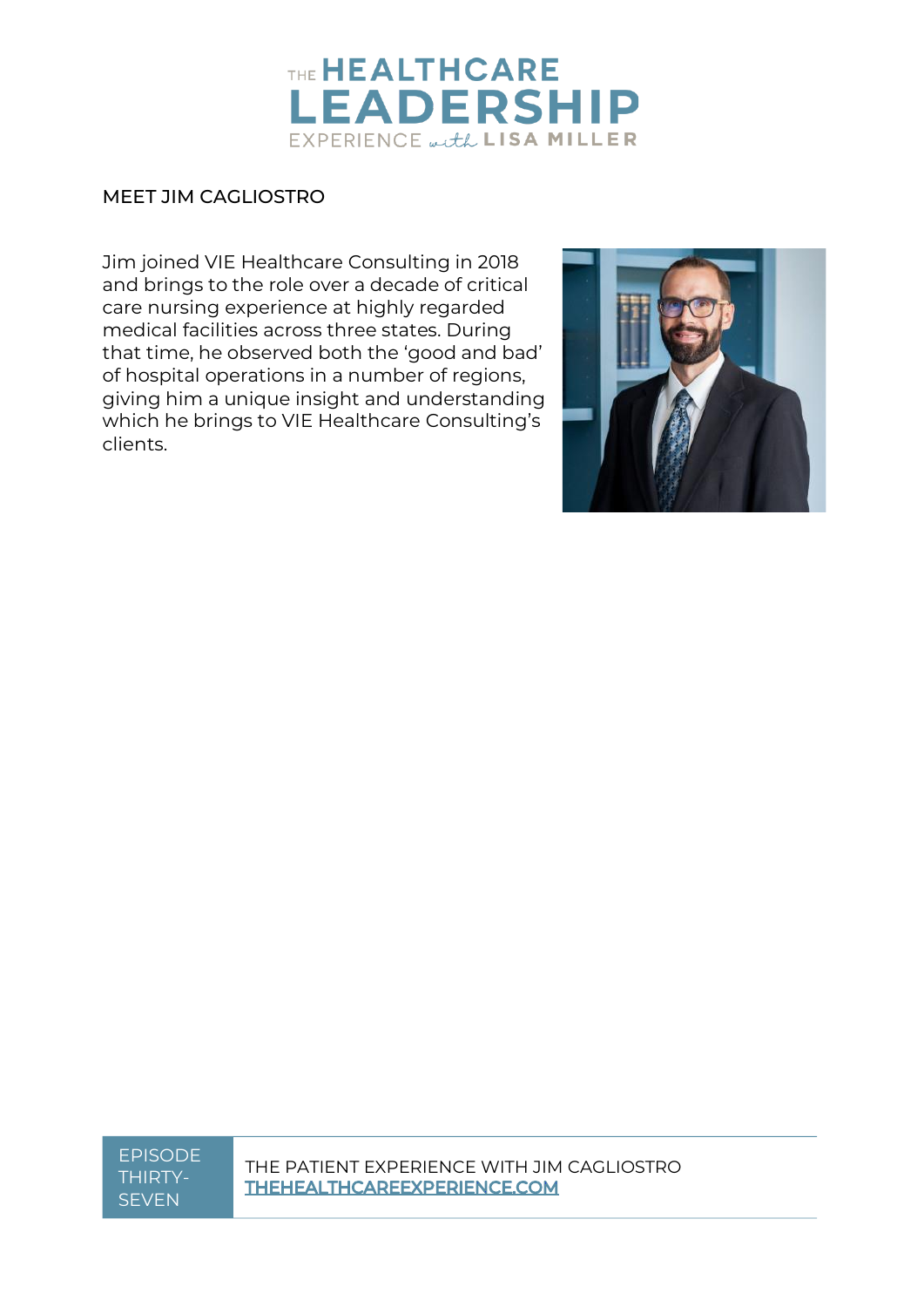## MEET JIM CAGLIOSTRO

Jim joined VIE Healthcare Consulting in 2018 and brings to the role over a decade of critical care nursing experience at highly regarded medical facilities across three states. During that time, he observed both the 'good and bad' of hospital operations in a number of regions, giving him a unique insight and understanding which he brings to VIE Healthcare Consulting's clients.